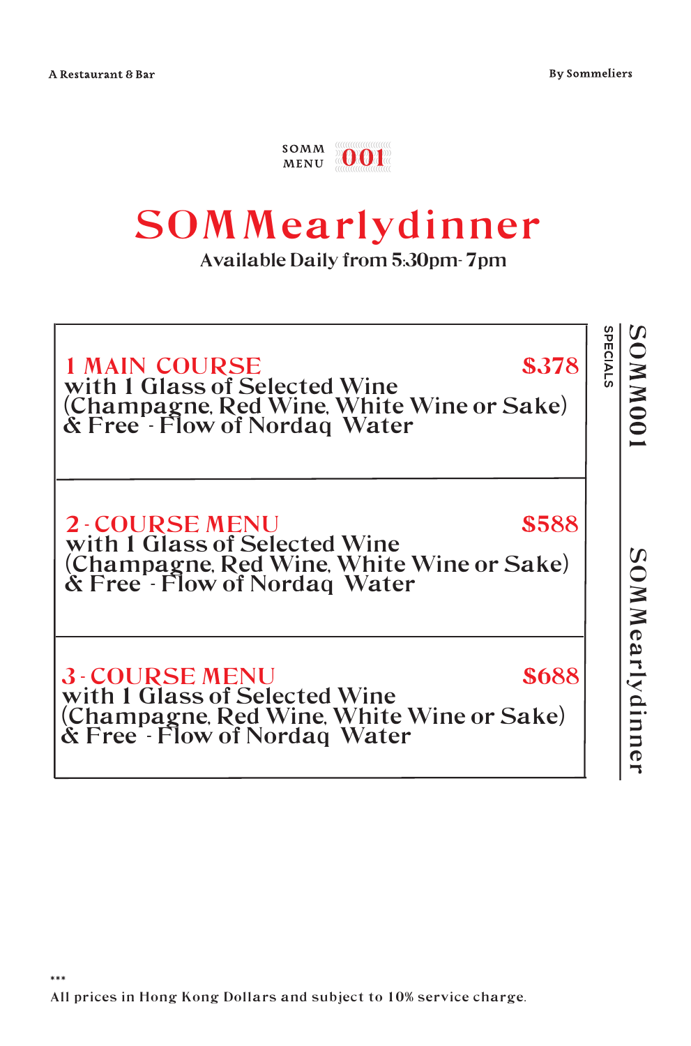A Restaurant & Bar

By Sommeliers

SOMM MENU 001

# SOMMearlydinner

Available Daily from 5:30pm- 7pm

## 1 MAIN COURSE — $378

with 1 Glass of Selected Wine
(Champagne, Red Wine, White Wine or Sake)
& Free - Flow of Nordaq Water

## 2 - COURSE MENU — $588

with 1 Glass of Selected Wine
(Champagne, Red Wine, White Wine or Sake)
& Free - Flow of Nordaq Water

## 3 - COURSE MENU — $688

with 1 Glass of Selected Wine
(Champagne, Red Wine, White Wine or Sake)
& Free - Flow of Nordaq Water

SPECIALS SOMM001 SOMMearlydinner

***

All prices in Hong Kong Dollars and subject to 10% service charge.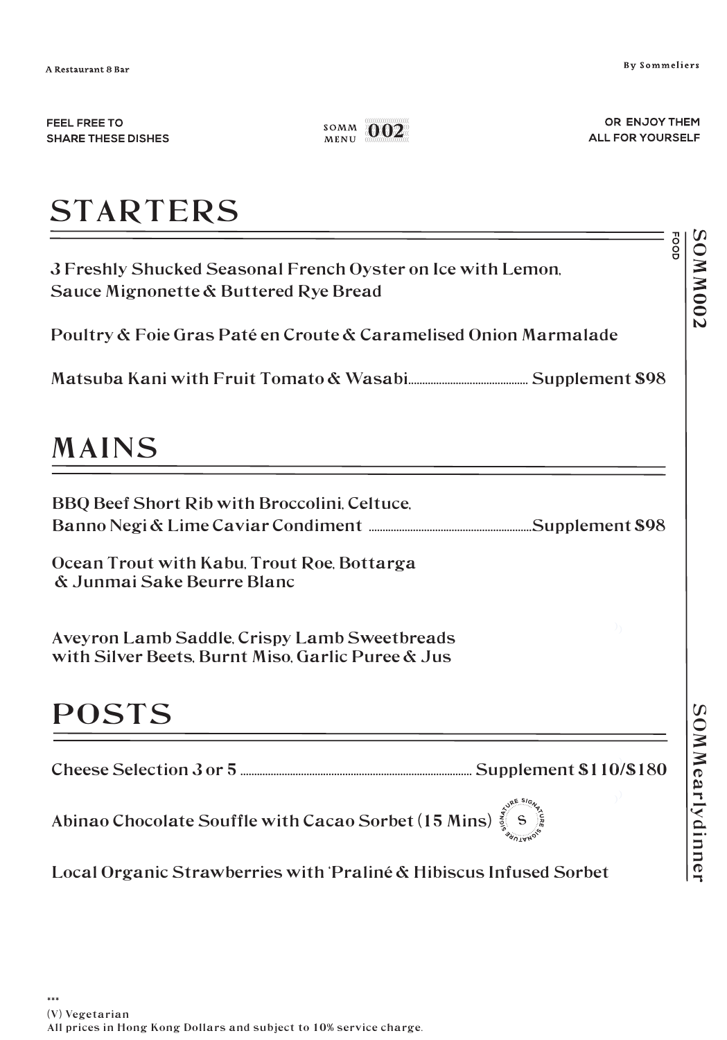A Restaurant & Bar

By Sommeliers

FEEL FREE TO SHARE THESE DISHES

SOMM MENU 002

OR ENJOY THEM ALL FOR YOURSELF

# STARTERS

3 Freshly Shucked Seasonal French Oyster on Ice with Lemon, Sauce Mignonette & Buttered Rye Bread

Poultry & Foie Gras Paté en Croute & Caramelised Onion Marmalade

Matsuba Kani with Fruit Tomato & Wasabi ........ Supplement $98

# MAINS

BBQ Beef Short Rib with Broccolini, Celtuce, Banno Negi & Lime Caviar Condiment ........ Supplement $98

Ocean Trout with Kabu, Trout Roe, Bottarga & Junmai Sake Beurre Blanc

Aveyron Lamb Saddle, Crispy Lamb Sweetbreads with Silver Beets, Burnt Miso, Garlic Puree & Jus

# POSTS

Cheese Selection 3 or 5 ........ Supplement $110/$180

Abinao Chocolate Souffle with Cacao Sorbet (15 Mins) (Signature)

Local Organic Strawberries with 'Praliné & Hibiscus Infused Sorbet

FOOD SOMM002

SOMMearlydinner

***
(V) Vegetarian
All prices in Hong Kong Dollars and subject to 10% service charge.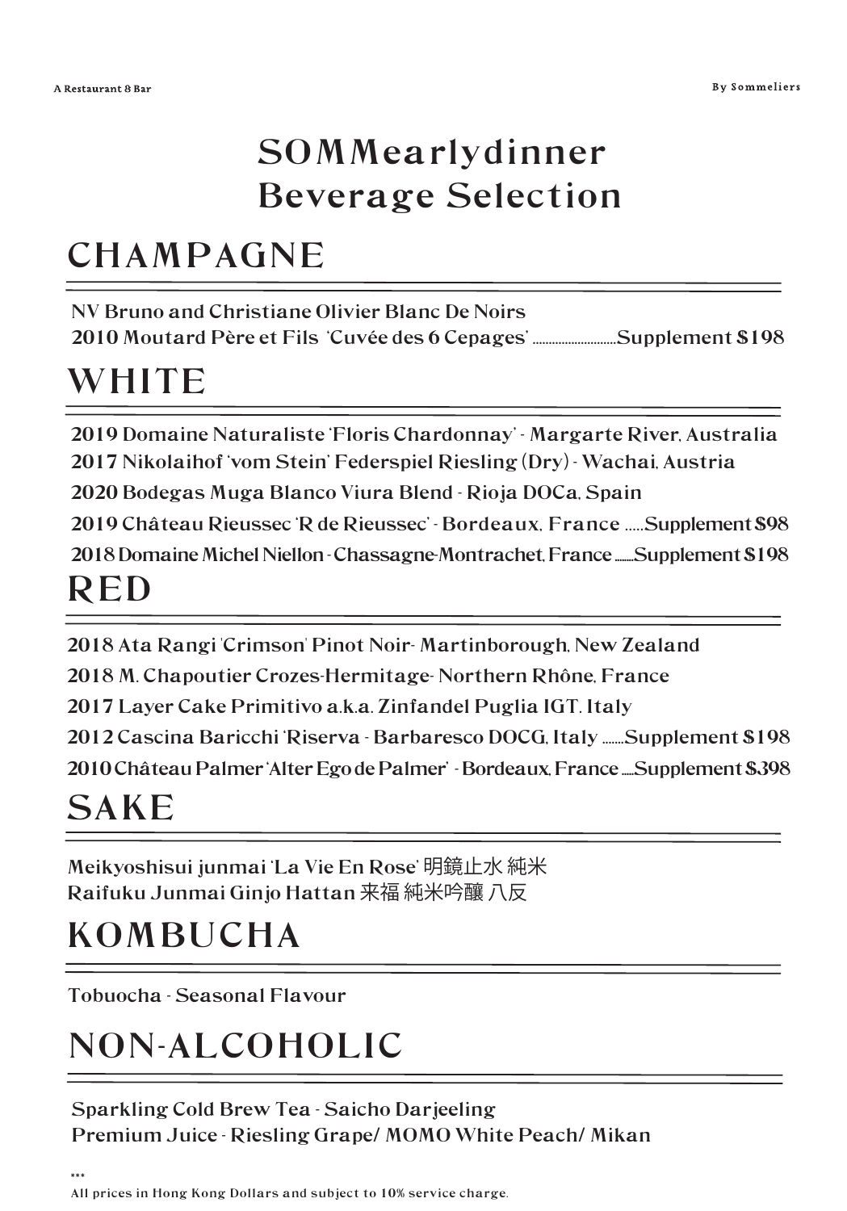# SOMMearlydinner Beverage Selection

## CHAMPAGNE

NV Bruno and Christiane Olivier Blanc De Noirs
2010 Moutard Père et Fils 'Cuvée des 6 Cepages' ..........................Supplement $198

## WHITE

2019 Domaine Naturaliste 'Floris Chardonnay' - Margarte River, Australia
2017 Nikolaihof 'vom Stein' Federspiel Riesling (Dry) - Wachai, Austria
2020 Bodegas Muga Blanco Viura Blend - Rioja DOCa, Spain
2019 Château Rieussec 'R de Rieussec' - Bordeaux, France .....Supplement $98
2018 Domaine Michel Niellon - Chassagne-Montrachet, France .......Supplement $198

## RED

2018 Ata Rangi 'Crimson' Pinot Noir- Martinborough, New Zealand
2018 M. Chapoutier Crozes-Hermitage- Northern Rhône, France
2017 Layer Cake Primitivo a.k.a. Zinfandel Puglia IGT, Italy
2012 Cascina Baricchi 'Riserva - Barbaresco DOCG, Italy .......Supplement $198
2010 Château Palmer 'Alter Ego de Palmer' - Bordeaux, France .....Supplement $398

## SAKE

Meikyoshisui junmai 'La Vie En Rose' 明鏡止水 純米
Raifuku Junmai Ginjo Hattan 来福 純米吟釀 八反

## KOMBUCHA

Tobuocha - Seasonal Flavour

## NON-ALCOHOLIC

Sparkling Cold Brew Tea - Saicho Darjeeling
Premium Juice - Riesling Grape/ MOMO White Peach/ Mikan

***
All prices in Hong Kong Dollars and subject to 10% service charge.